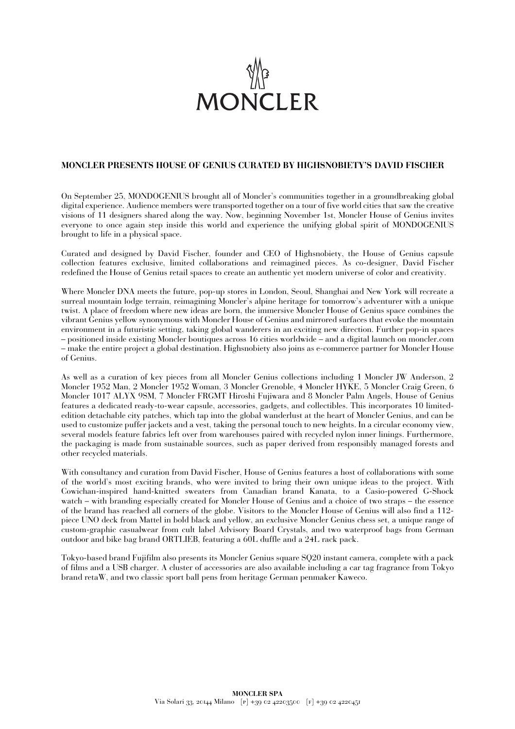MONCLER

## MONCLER PRESENTS HOUSE OF GENIUS CURATED BY HIGHSNOBIETY'S DAVID FISCHER

On September 25, MONDOGENIUS brought all of Moncler's communities together in a groundbreaking global digital experience. Audience members were transported together on a tour of five world cities that saw the creative visions of 11 designers shared along the way. Now, beginning November 1st, Moncler House of Genius invites everyone to once again step inside this world and experience the unifying global spirit of MONDOGENIUS brought to life in a physical space.

Curated and designed by David Fischer, founder and CEO of Highsnobiety, the House of Genius capsule collection features exclusive, limited collaborations and reimagined pieces. As co-designer, David Fischer redefined the House of Genius retail spaces to create an authentic yet modern universe of color and creativity.

Where Moncler DNA meets the future, pop-up stores in London, Seoul, Shanghai and New York will recreate a surreal mountain lodge terrain, reimagining Moncler's alpine heritage for tomorrow's adventurer with a unique twist. A place of freedom where new ideas are born, the immersive Moncler House of Genius space combines the vibrant Genius yellow synonymous with Moncler House of Genius and mirrored surfaces that evoke the mountain environment in a futuristic setting, taking global wanderers in an exciting new direction. Further pop-in spaces – positioned inside existing Moncler boutiques across 16 cities worldwide – and a digital launch on moncler.com – make the entire project a global destination. Highsnobiety also joins as e-commerce partner for Moncler House of Genius.

As well as a curation of key pieces from all Moncler Genius collections including 1 Moncler JW Anderson, 2 Moncler 1952 Man, 2 Moncler 1952 Woman, 3 Moncler Grenoble, 4 Moncler HYKE, 5 Moncler Craig Green, 6 Moncler 1017 ALYX 9SM, 7 Moncler FRGMT Hiroshi Fujiwara and 8 Moncler Palm Angels, House of Genius features a dedicated ready-to-wear capsule, accessories, gadgets, and collectibles. This incorporates 10 limited-edition detachable city patches, which tap into the global wanderlust at the heart of Moncler Genius, and can be used to customize puffer jackets and a vest, taking the personal touch to new heights. In a circular economy view, several models feature fabrics left over from warehouses paired with recycled nylon inner linings. Furthermore, the packaging is made from sustainable sources, such as paper derived from responsibly managed forests and other recycled materials.

With consultancy and curation from David Fischer, House of Genius features a host of collaborations with some of the world's most exciting brands, who were invited to bring their own unique ideas to the project. With Cowichan-inspired hand-knitted sweaters from Canadian brand Kanata, to a Casio-powered G-Shock watch – with branding especially created for Moncler House of Genius and a choice of two straps – the essence of the brand has reached all corners of the globe. Visitors to the Moncler House of Genius will also find a 112-piece UNO deck from Mattel in bold black and yellow, an exclusive Moncler Genius chess set, a unique range of custom-graphic casualwear from cult label Advisory Board Crystals, and two waterproof bags from German outdoor and bike bag brand ORTLIEB, featuring a 60L duffle and a 24L rack pack.

Tokyo-based brand Fujifilm also presents its Moncler Genius square SQ20 instant camera, complete with a pack of films and a USB charger. A cluster of accessories are also available including a car tag fragrance from Tokyo brand retaW, and two classic sport ball pens from heritage German penmaker Kaweco.

**MONCLER SPA**
Via Solari 33, 20144 Milano [P] +39 02 42203500 [F] +39 02 4220451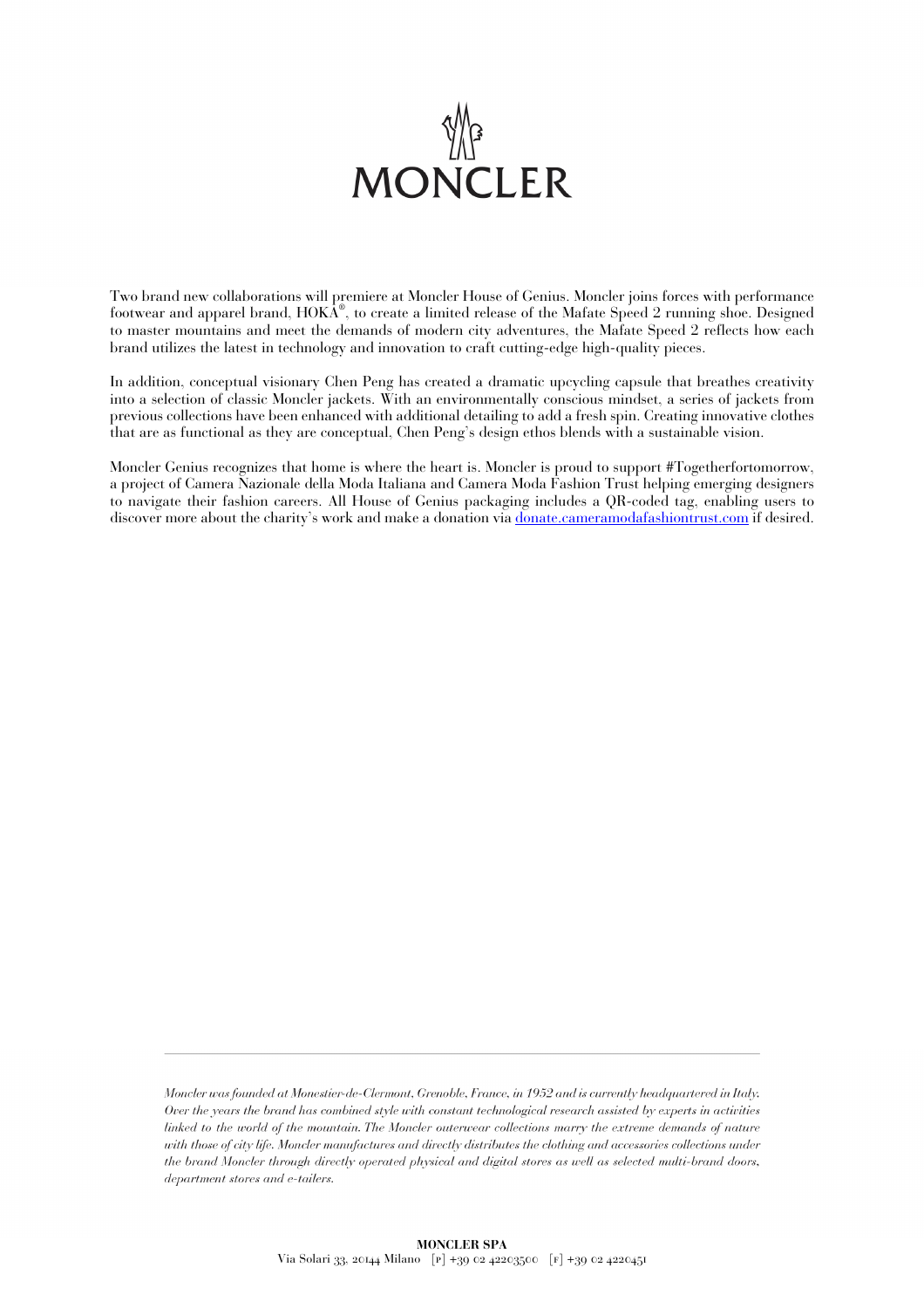MONCLER

Two brand new collaborations will premiere at Moncler House of Genius. Moncler joins forces with performance footwear and apparel brand, HOKA®, to create a limited release of the Mafate Speed 2 running shoe. Designed to master mountains and meet the demands of modern city adventures, the Mafate Speed 2 reflects how each brand utilizes the latest in technology and innovation to craft cutting-edge high-quality pieces.

In addition, conceptual visionary Chen Peng has created a dramatic upcycling capsule that breathes creativity into a selection of classic Moncler jackets. With an environmentally conscious mindset, a series of jackets from previous collections have been enhanced with additional detailing to add a fresh spin. Creating innovative clothes that are as functional as they are conceptual, Chen Peng's design ethos blends with a sustainable vision.

Moncler Genius recognizes that home is where the heart is. Moncler is proud to support #Togetherfortomorrow, a project of Camera Nazionale della Moda Italiana and Camera Moda Fashion Trust helping emerging designers to navigate their fashion careers. All House of Genius packaging includes a QR-coded tag, enabling users to discover more about the charity's work and make a donation via donate.cameramodafashiontrust.com if desired.

---

*Moncler was founded at Monestier-de-Clermont, Grenoble, France, in 1952 and is currently headquartered in Italy. Over the years the brand has combined style with constant technological research assisted by experts in activities linked to the world of the mountain. The Moncler outerwear collections marry the extreme demands of nature with those of city life. Moncler manufactures and directly distributes the clothing and accessories collections under the brand Moncler through directly operated physical and digital stores as well as selected multi-brand doors, department stores and e-tailers.*

**MONCLER SPA**
Via Solari 33, 20144 Milano [P] +39 02 42203500 [F] +39 02 4220451